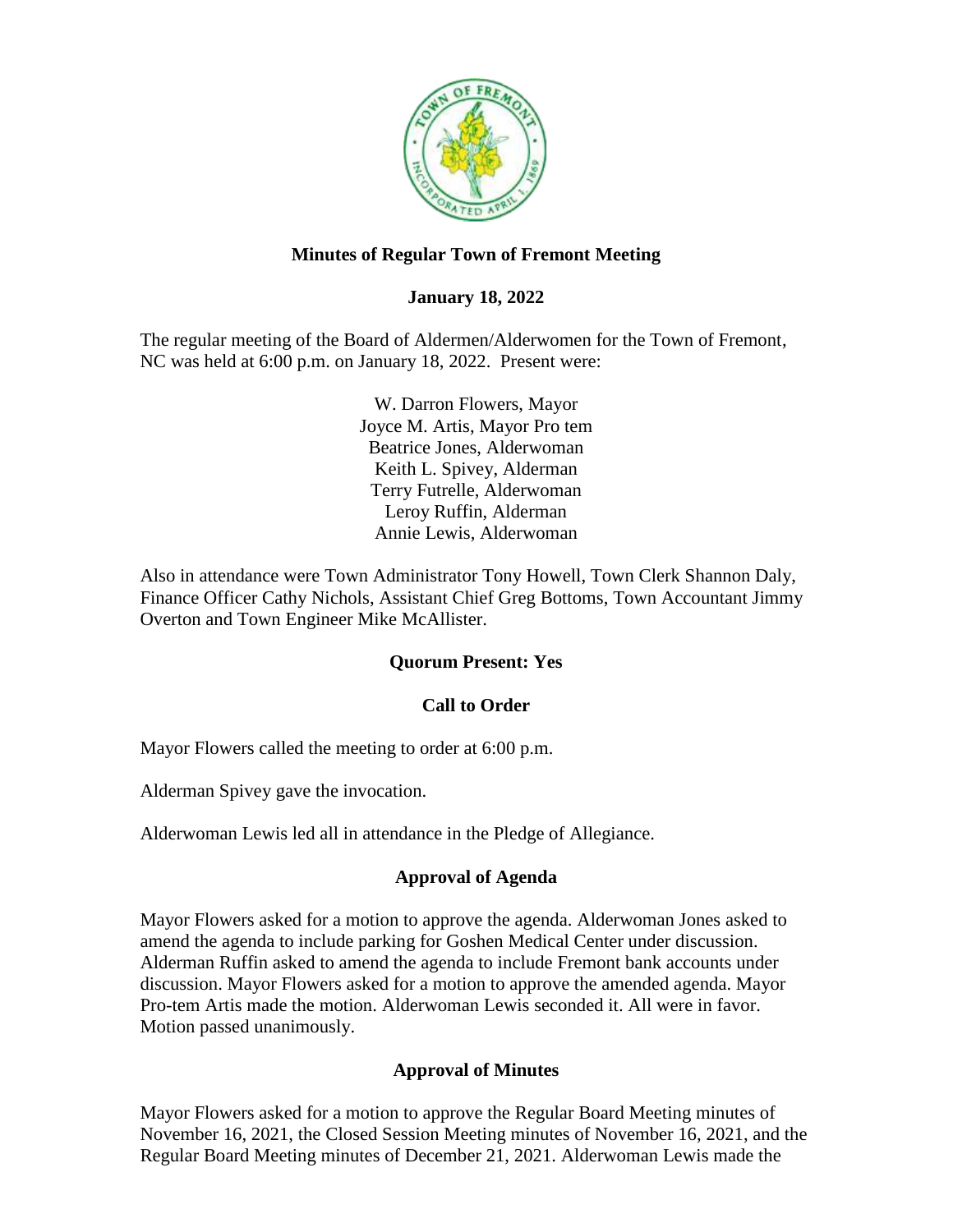# Minutes of Regular Town of Fremont Meeting

## January 18, 2022

The regular meeting of the Board of Aldermen/Alderwomen for the Town of Fremont, NC was held at 6:00 p.m. on January 18, 2022. Present were:

W. Darron Flowers, Mayor
Joyce M. Artis, Mayor Pro tem
Beatrice Jones, Alderwoman
Keith L. Spivey, Alderman
Terry Futrelle, Alderwoman
Leroy Ruffin, Alderman
Annie Lewis, Alderwoman

Also in attendance were Town Administrator Tony Howell, Town Clerk Shannon Daly, Finance Officer Cathy Nichols, Assistant Chief Greg Bottoms, Town Accountant Jimmy Overton and Town Engineer Mike McAllister.

### Quorum Present: Yes

### Call to Order

Mayor Flowers called the meeting to order at 6:00 p.m.

Alderman Spivey gave the invocation.

Alderwoman Lewis led all in attendance in the Pledge of Allegiance.

### Approval of Agenda

Mayor Flowers asked for a motion to approve the agenda. Alderwoman Jones asked to amend the agenda to include parking for Goshen Medical Center under discussion. Alderman Ruffin asked to amend the agenda to include Fremont bank accounts under discussion. Mayor Flowers asked for a motion to approve the amended agenda. Mayor Pro-tem Artis made the motion. Alderwoman Lewis seconded it. All were in favor. Motion passed unanimously.

### Approval of Minutes

Mayor Flowers asked for a motion to approve the Regular Board Meeting minutes of November 16, 2021, the Closed Session Meeting minutes of November 16, 2021, and the Regular Board Meeting minutes of December 21, 2021. Alderwoman Lewis made the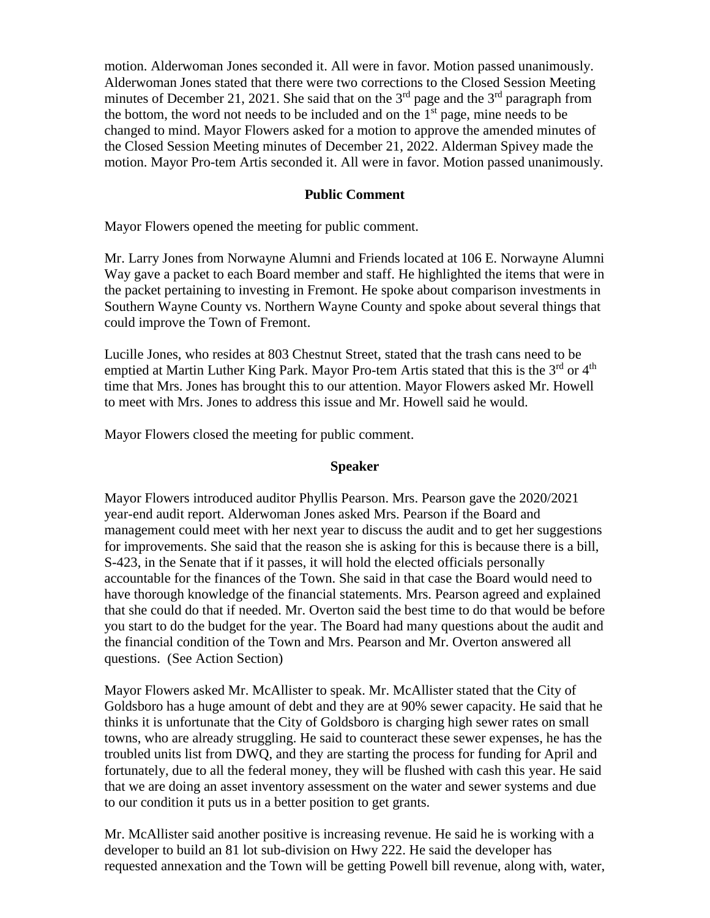motion. Alderwoman Jones seconded it. All were in favor. Motion passed unanimously. Alderwoman Jones stated that there were two corrections to the Closed Session Meeting minutes of December 21, 2021. She said that on the 3rd page and the 3rd paragraph from the bottom, the word not needs to be included and on the 1st page, mine needs to be changed to mind. Mayor Flowers asked for a motion to approve the amended minutes of the Closed Session Meeting minutes of December 21, 2022. Alderman Spivey made the motion. Mayor Pro-tem Artis seconded it. All were in favor. Motion passed unanimously.

## Public Comment

Mayor Flowers opened the meeting for public comment.

Mr. Larry Jones from Norwayne Alumni and Friends located at 106 E. Norwayne Alumni Way gave a packet to each Board member and staff. He highlighted the items that were in the packet pertaining to investing in Fremont. He spoke about comparison investments in Southern Wayne County vs. Northern Wayne County and spoke about several things that could improve the Town of Fremont.

Lucille Jones, who resides at 803 Chestnut Street, stated that the trash cans need to be emptied at Martin Luther King Park. Mayor Pro-tem Artis stated that this is the 3rd or 4th time that Mrs. Jones has brought this to our attention. Mayor Flowers asked Mr. Howell to meet with Mrs. Jones to address this issue and Mr. Howell said he would.

Mayor Flowers closed the meeting for public comment.

## Speaker

Mayor Flowers introduced auditor Phyllis Pearson. Mrs. Pearson gave the 2020/2021 year-end audit report. Alderwoman Jones asked Mrs. Pearson if the Board and management could meet with her next year to discuss the audit and to get her suggestions for improvements. She said that the reason she is asking for this is because there is a bill, S-423, in the Senate that if it passes, it will hold the elected officials personally accountable for the finances of the Town. She said in that case the Board would need to have thorough knowledge of the financial statements. Mrs. Pearson agreed and explained that she could do that if needed. Mr. Overton said the best time to do that would be before you start to do the budget for the year. The Board had many questions about the audit and the financial condition of the Town and Mrs. Pearson and Mr. Overton answered all questions. (See Action Section)

Mayor Flowers asked Mr. McAllister to speak. Mr. McAllister stated that the City of Goldsboro has a huge amount of debt and they are at 90% sewer capacity. He said that he thinks it is unfortunate that the City of Goldsboro is charging high sewer rates on small towns, who are already struggling. He said to counteract these sewer expenses, he has the troubled units list from DWQ, and they are starting the process for funding for April and fortunately, due to all the federal money, they will be flushed with cash this year. He said that we are doing an asset inventory assessment on the water and sewer systems and due to our condition it puts us in a better position to get grants.

Mr. McAllister said another positive is increasing revenue. He said he is working with a developer to build an 81 lot sub-division on Hwy 222. He said the developer has requested annexation and the Town will be getting Powell bill revenue, along with, water,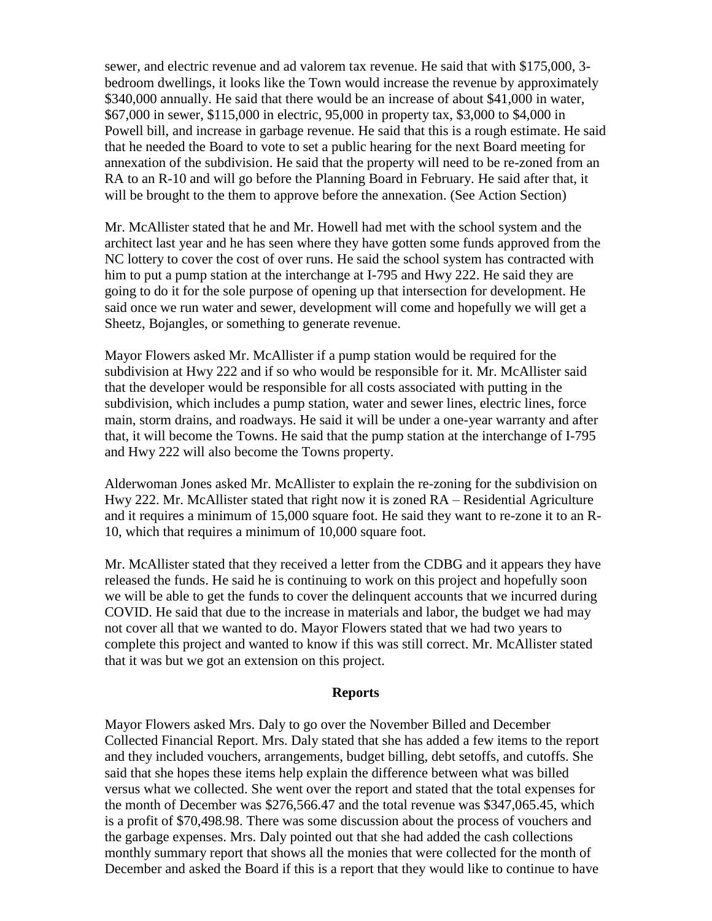sewer, and electric revenue and ad valorem tax revenue. He said that with $175,000, 3-bedroom dwellings, it looks like the Town would increase the revenue by approximately $340,000 annually. He said that there would be an increase of about $41,000 in water, $67,000 in sewer, $115,000 in electric, 95,000 in property tax, $3,000 to $4,000 in Powell bill, and increase in garbage revenue. He said that this is a rough estimate. He said that he needed the Board to vote to set a public hearing for the next Board meeting for annexation of the subdivision. He said that the property will need to be re-zoned from an RA to an R-10 and will go before the Planning Board in February. He said after that, it will be brought to the them to approve before the annexation. (See Action Section)

Mr. McAllister stated that he and Mr. Howell had met with the school system and the architect last year and he has seen where they have gotten some funds approved from the NC lottery to cover the cost of over runs. He said the school system has contracted with him to put a pump station at the interchange at I-795 and Hwy 222. He said they are going to do it for the sole purpose of opening up that intersection for development. He said once we run water and sewer, development will come and hopefully we will get a Sheetz, Bojangles, or something to generate revenue.

Mayor Flowers asked Mr. McAllister if a pump station would be required for the subdivision at Hwy 222 and if so who would be responsible for it. Mr. McAllister said that the developer would be responsible for all costs associated with putting in the subdivision, which includes a pump station, water and sewer lines, electric lines, force main, storm drains, and roadways. He said it will be under a one-year warranty and after that, it will become the Towns. He said that the pump station at the interchange of I-795 and Hwy 222 will also become the Towns property.

Alderwoman Jones asked Mr. McAllister to explain the re-zoning for the subdivision on Hwy 222. Mr. McAllister stated that right now it is zoned RA – Residential Agriculture and it requires a minimum of 15,000 square foot. He said they want to re-zone it to an R-10, which that requires a minimum of 10,000 square foot.

Mr. McAllister stated that they received a letter from the CDBG and it appears they have released the funds. He said he is continuing to work on this project and hopefully soon we will be able to get the funds to cover the delinquent accounts that we incurred during COVID. He said that due to the increase in materials and labor, the budget we had may not cover all that we wanted to do. Mayor Flowers stated that we had two years to complete this project and wanted to know if this was still correct. Mr. McAllister stated that it was but we got an extension on this project.

## Reports

Mayor Flowers asked Mrs. Daly to go over the November Billed and December Collected Financial Report. Mrs. Daly stated that she has added a few items to the report and they included vouchers, arrangements, budget billing, debt setoffs, and cutoffs. She said that she hopes these items help explain the difference between what was billed versus what we collected. She went over the report and stated that the total expenses for the month of December was $276,566.47 and the total revenue was $347,065.45, which is a profit of $70,498.98. There was some discussion about the process of vouchers and the garbage expenses. Mrs. Daly pointed out that she had added the cash collections monthly summary report that shows all the monies that were collected for the month of December and asked the Board if this is a report that they would like to continue to have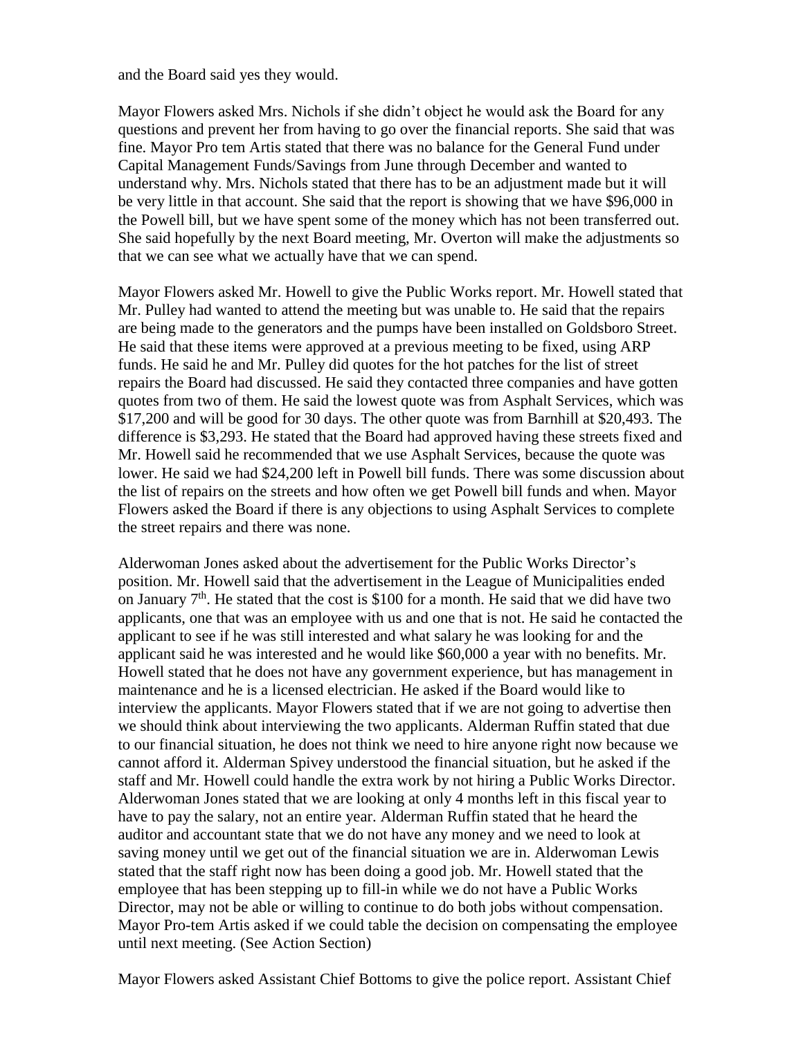and the Board said yes they would.

Mayor Flowers asked Mrs. Nichols if she didn't object he would ask the Board for any questions and prevent her from having to go over the financial reports. She said that was fine. Mayor Pro tem Artis stated that there was no balance for the General Fund under Capital Management Funds/Savings from June through December and wanted to understand why. Mrs. Nichols stated that there has to be an adjustment made but it will be very little in that account. She said that the report is showing that we have \$96,000 in the Powell bill, but we have spent some of the money which has not been transferred out. She said hopefully by the next Board meeting, Mr. Overton will make the adjustments so that we can see what we actually have that we can spend.

Mayor Flowers asked Mr. Howell to give the Public Works report. Mr. Howell stated that Mr. Pulley had wanted to attend the meeting but was unable to. He said that the repairs are being made to the generators and the pumps have been installed on Goldsboro Street. He said that these items were approved at a previous meeting to be fixed, using ARP funds. He said he and Mr. Pulley did quotes for the hot patches for the list of street repairs the Board had discussed. He said they contacted three companies and have gotten quotes from two of them. He said the lowest quote was from Asphalt Services, which was \$17,200 and will be good for 30 days. The other quote was from Barnhill at \$20,493. The difference is \$3,293. He stated that the Board had approved having these streets fixed and Mr. Howell said he recommended that we use Asphalt Services, because the quote was lower. He said we had \$24,200 left in Powell bill funds. There was some discussion about the list of repairs on the streets and how often we get Powell bill funds and when. Mayor Flowers asked the Board if there is any objections to using Asphalt Services to complete the street repairs and there was none.

Alderwoman Jones asked about the advertisement for the Public Works Director's position. Mr. Howell said that the advertisement in the League of Municipalities ended on January 7th. He stated that the cost is \$100 for a month. He said that we did have two applicants, one that was an employee with us and one that is not. He said he contacted the applicant to see if he was still interested and what salary he was looking for and the applicant said he was interested and he would like \$60,000 a year with no benefits. Mr. Howell stated that he does not have any government experience, but has management in maintenance and he is a licensed electrician. He asked if the Board would like to interview the applicants. Mayor Flowers stated that if we are not going to advertise then we should think about interviewing the two applicants. Alderman Ruffin stated that due to our financial situation, he does not think we need to hire anyone right now because we cannot afford it. Alderman Spivey understood the financial situation, but he asked if the staff and Mr. Howell could handle the extra work by not hiring a Public Works Director. Alderwoman Jones stated that we are looking at only 4 months left in this fiscal year to have to pay the salary, not an entire year. Alderman Ruffin stated that he heard the auditor and accountant state that we do not have any money and we need to look at saving money until we get out of the financial situation we are in. Alderwoman Lewis stated that the staff right now has been doing a good job. Mr. Howell stated that the employee that has been stepping up to fill-in while we do not have a Public Works Director, may not be able or willing to continue to do both jobs without compensation. Mayor Pro-tem Artis asked if we could table the decision on compensating the employee until next meeting. (See Action Section)

Mayor Flowers asked Assistant Chief Bottoms to give the police report. Assistant Chief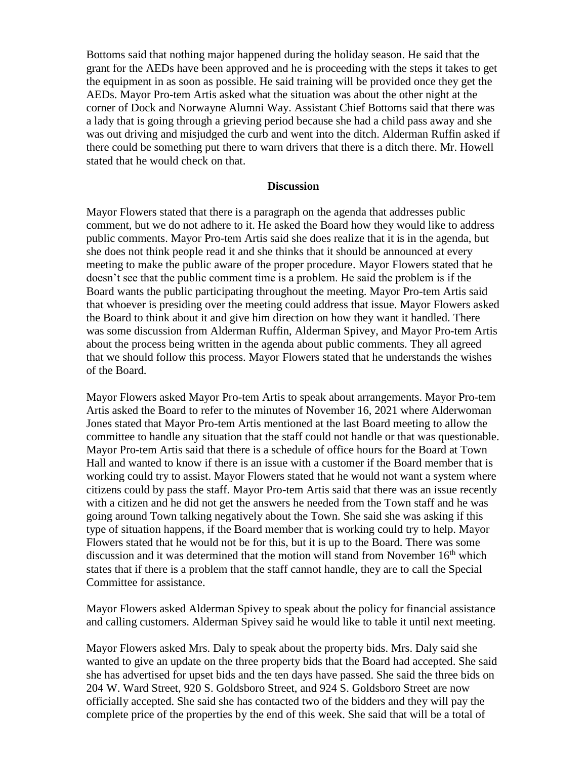Bottoms said that nothing major happened during the holiday season. He said that the grant for the AEDs have been approved and he is proceeding with the steps it takes to get the equipment in as soon as possible. He said training will be provided once they get the AEDs. Mayor Pro-tem Artis asked what the situation was about the other night at the corner of Dock and Norwayne Alumni Way. Assistant Chief Bottoms said that there was a lady that is going through a grieving period because she had a child pass away and she was out driving and misjudged the curb and went into the ditch. Alderman Ruffin asked if there could be something put there to warn drivers that there is a ditch there. Mr. Howell stated that he would check on that.

## Discussion

Mayor Flowers stated that there is a paragraph on the agenda that addresses public comment, but we do not adhere to it. He asked the Board how they would like to address public comments. Mayor Pro-tem Artis said she does realize that it is in the agenda, but she does not think people read it and she thinks that it should be announced at every meeting to make the public aware of the proper procedure. Mayor Flowers stated that he doesn't see that the public comment time is a problem. He said the problem is if the Board wants the public participating throughout the meeting. Mayor Pro-tem Artis said that whoever is presiding over the meeting could address that issue. Mayor Flowers asked the Board to think about it and give him direction on how they want it handled. There was some discussion from Alderman Ruffin, Alderman Spivey, and Mayor Pro-tem Artis about the process being written in the agenda about public comments. They all agreed that we should follow this process. Mayor Flowers stated that he understands the wishes of the Board.

Mayor Flowers asked Mayor Pro-tem Artis to speak about arrangements. Mayor Pro-tem Artis asked the Board to refer to the minutes of November 16, 2021 where Alderwoman Jones stated that Mayor Pro-tem Artis mentioned at the last Board meeting to allow the committee to handle any situation that the staff could not handle or that was questionable. Mayor Pro-tem Artis said that there is a schedule of office hours for the Board at Town Hall and wanted to know if there is an issue with a customer if the Board member that is working could try to assist. Mayor Flowers stated that he would not want a system where citizens could by pass the staff. Mayor Pro-tem Artis said that there was an issue recently with a citizen and he did not get the answers he needed from the Town staff and he was going around Town talking negatively about the Town. She said she was asking if this type of situation happens, if the Board member that is working could try to help. Mayor Flowers stated that he would not be for this, but it is up to the Board. There was some discussion and it was determined that the motion will stand from November 16th which states that if there is a problem that the staff cannot handle, they are to call the Special Committee for assistance.

Mayor Flowers asked Alderman Spivey to speak about the policy for financial assistance and calling customers. Alderman Spivey said he would like to table it until next meeting.

Mayor Flowers asked Mrs. Daly to speak about the property bids. Mrs. Daly said she wanted to give an update on the three property bids that the Board had accepted. She said she has advertised for upset bids and the ten days have passed. She said the three bids on 204 W. Ward Street, 920 S. Goldsboro Street, and 924 S. Goldsboro Street are now officially accepted. She said she has contacted two of the bidders and they will pay the complete price of the properties by the end of this week. She said that will be a total of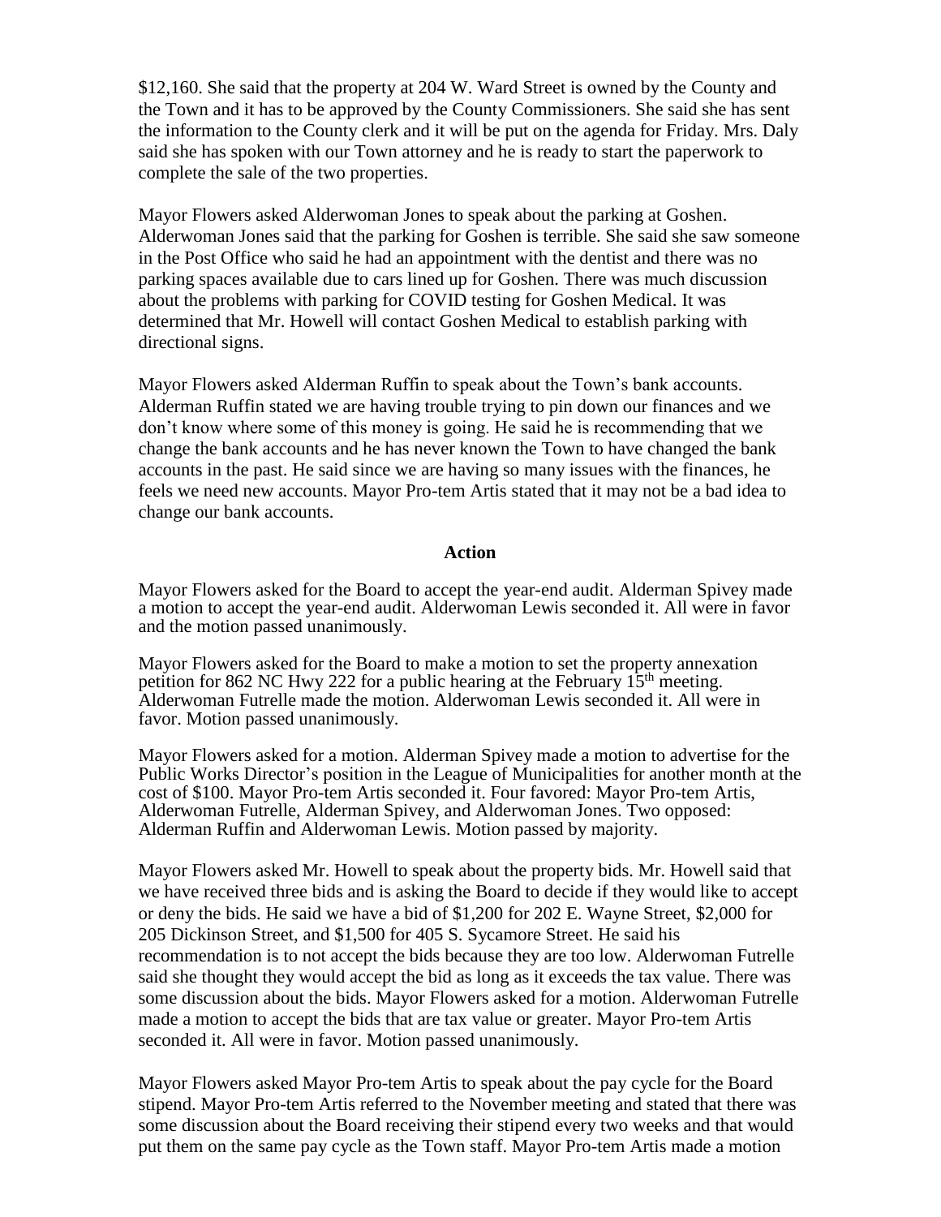$12,160. She said that the property at 204 W. Ward Street is owned by the County and the Town and it has to be approved by the County Commissioners. She said she has sent the information to the County clerk and it will be put on the agenda for Friday. Mrs. Daly said she has spoken with our Town attorney and he is ready to start the paperwork to complete the sale of the two properties.

Mayor Flowers asked Alderwoman Jones to speak about the parking at Goshen. Alderwoman Jones said that the parking for Goshen is terrible. She said she saw someone in the Post Office who said he had an appointment with the dentist and there was no parking spaces available due to cars lined up for Goshen. There was much discussion about the problems with parking for COVID testing for Goshen Medical. It was determined that Mr. Howell will contact Goshen Medical to establish parking with directional signs.

Mayor Flowers asked Alderman Ruffin to speak about the Town's bank accounts. Alderman Ruffin stated we are having trouble trying to pin down our finances and we don't know where some of this money is going. He said he is recommending that we change the bank accounts and he has never known the Town to have changed the bank accounts in the past. He said since we are having so many issues with the finances, he feels we need new accounts. Mayor Pro-tem Artis stated that it may not be a bad idea to change our bank accounts.

**Action**

Mayor Flowers asked for the Board to accept the year-end audit. Alderman Spivey made a motion to accept the year-end audit. Alderwoman Lewis seconded it. All were in favor and the motion passed unanimously.

Mayor Flowers asked for the Board to make a motion to set the property annexation petition for 862 NC Hwy 222 for a public hearing at the February 15th meeting. Alderwoman Futrelle made the motion. Alderwoman Lewis seconded it. All were in favor. Motion passed unanimously.

Mayor Flowers asked for a motion. Alderman Spivey made a motion to advertise for the Public Works Director's position in the League of Municipalities for another month at the cost of $100. Mayor Pro-tem Artis seconded it. Four favored: Mayor Pro-tem Artis, Alderwoman Futrelle, Alderman Spivey, and Alderwoman Jones. Two opposed: Alderman Ruffin and Alderwoman Lewis. Motion passed by majority.

Mayor Flowers asked Mr. Howell to speak about the property bids. Mr. Howell said that we have received three bids and is asking the Board to decide if they would like to accept or deny the bids. He said we have a bid of $1,200 for 202 E. Wayne Street, $2,000 for 205 Dickinson Street, and $1,500 for 405 S. Sycamore Street. He said his recommendation is to not accept the bids because they are too low. Alderwoman Futrelle said she thought they would accept the bid as long as it exceeds the tax value. There was some discussion about the bids. Mayor Flowers asked for a motion. Alderwoman Futrelle made a motion to accept the bids that are tax value or greater. Mayor Pro-tem Artis seconded it. All were in favor. Motion passed unanimously.

Mayor Flowers asked Mayor Pro-tem Artis to speak about the pay cycle for the Board stipend. Mayor Pro-tem Artis referred to the November meeting and stated that there was some discussion about the Board receiving their stipend every two weeks and that would put them on the same pay cycle as the Town staff. Mayor Pro-tem Artis made a motion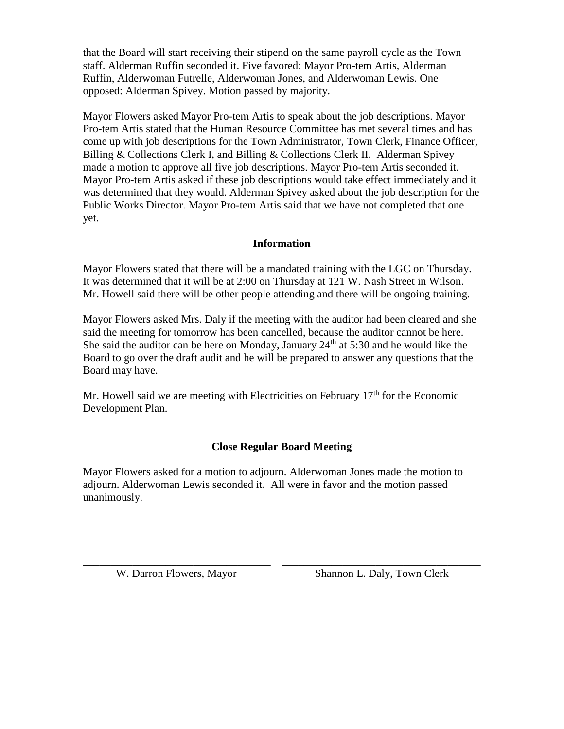that the Board will start receiving their stipend on the same payroll cycle as the Town staff. Alderman Ruffin seconded it. Five favored: Mayor Pro-tem Artis, Alderman Ruffin, Alderwoman Futrelle, Alderwoman Jones, and Alderwoman Lewis. One opposed: Alderman Spivey. Motion passed by majority.

Mayor Flowers asked Mayor Pro-tem Artis to speak about the job descriptions. Mayor Pro-tem Artis stated that the Human Resource Committee has met several times and has come up with job descriptions for the Town Administrator, Town Clerk, Finance Officer, Billing & Collections Clerk I, and Billing & Collections Clerk II. Alderman Spivey made a motion to approve all five job descriptions. Mayor Pro-tem Artis seconded it. Mayor Pro-tem Artis asked if these job descriptions would take effect immediately and it was determined that they would. Alderman Spivey asked about the job description for the Public Works Director. Mayor Pro-tem Artis said that we have not completed that one yet.

## Information

Mayor Flowers stated that there will be a mandated training with the LGC on Thursday. It was determined that it will be at 2:00 on Thursday at 121 W. Nash Street in Wilson. Mr. Howell said there will be other people attending and there will be ongoing training.

Mayor Flowers asked Mrs. Daly if the meeting with the auditor had been cleared and she said the meeting for tomorrow has been cancelled, because the auditor cannot be here. She said the auditor can be here on Monday, January 24th at 5:30 and he would like the Board to go over the draft audit and he will be prepared to answer any questions that the Board may have.

Mr. Howell said we are meeting with Electricities on February 17th for the Economic Development Plan.

## Close Regular Board Meeting

Mayor Flowers asked for a motion to adjourn. Alderwoman Jones made the motion to adjourn. Alderwoman Lewis seconded it. All were in favor and the motion passed unanimously.

\_\_\_\_\_\_\_\_\_\_\_\_\_\_\_\_\_\_\_\_\_\_\_\_\_\_\_\_\_\_\_\_\_\_\_ \_\_\_\_\_\_\_\_\_\_\_\_\_\_\_\_\_\_\_\_\_\_\_\_\_\_\_\_\_\_\_\_\_\_\_\_\_

W. Darron Flowers, Mayor    Shannon L. Daly, Town Clerk